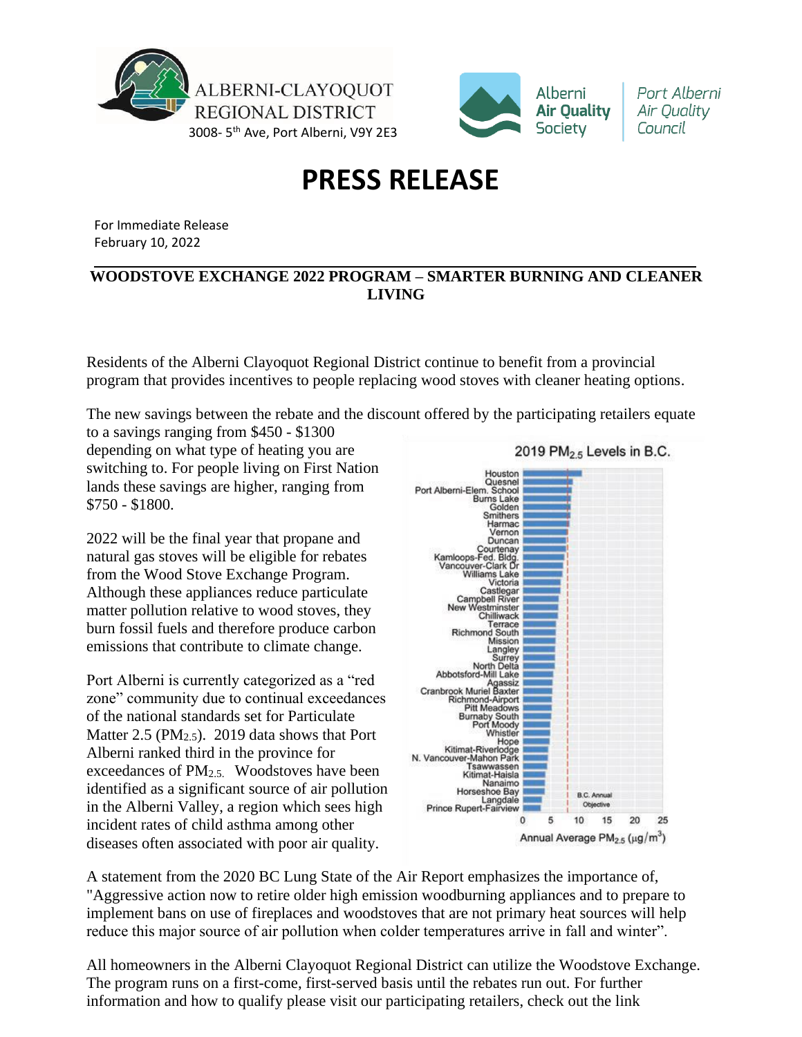ALBERNI-CLAYOQUOT REGIONAL DISTRICT
3008- 5th Ave, Port Alberni, V9Y 2E3

Alberni Air Quality Society | Port Alberni Air Quality Council

# PRESS RELEASE

For Immediate Release
February 10, 2022

## WOODSTOVE EXCHANGE 2022 PROGRAM – SMARTER BURNING AND CLEANER LIVING

Residents of the Alberni Clayoquot Regional District continue to benefit from a provincial program that provides incentives to people replacing wood stoves with cleaner heating options.

The new savings between the rebate and the discount offered by the participating retailers equate to a savings ranging from $450 - $1300 depending on what type of heating you are switching to. For people living on First Nation lands these savings are higher, ranging from $750 - $1800.

2022 will be the final year that propane and natural gas stoves will be eligible for rebates from the Wood Stove Exchange Program. Although these appliances reduce particulate matter pollution relative to wood stoves, they burn fossil fuels and therefore produce carbon emissions that contribute to climate change.

Port Alberni is currently categorized as a "red zone" community due to continual exceedances of the national standards set for Particulate Matter 2.5 ($PM_{2.5}$). 2019 data shows that Port Alberni ranked third in the province for exceedances of $PM_{2.5}$. Woodstoves have been identified as a significant source of air pollution in the Alberni Valley, a region which sees high incident rates of child asthma among other diseases often associated with poor air quality.

2019 $PM_{2.5}$ Levels in B.C.

(Chart: Annual Average $PM_{2.5}$ ($\mu g/m^3$), axis 0–25, with B.C. Annual Objective line. Locations: Houston, Quesnel, Port Alberni-Elem. School, Burns Lake, Golden, Smithers, Harmac, Vernon, Duncan, Courtenay, Kamloops-Fed. Bldg., Vancouver-Clark Dr, Williams Lake, Victoria, Castlegar, Campbell River, New Westminster, Chilliwack, Terrace, Richmond South, Mission, Langley, Surrey, North Delta, Abbotsford-Mill Lake, Agassiz, Cranbrook Muriel Baxter, Richmond-Airport, Pitt Meadows, Burnaby South, Port Moody, Whistler, Hope, Kitimat-Riverlodge, N. Vancouver-Mahon Park, Tsawwassen, Kitimat-Haisla, Nanaimo, Horseshoe Bay, Langdale, Prince Rupert-Fairview)

A statement from the 2020 BC Lung State of the Air Report emphasizes the importance of, "Aggressive action now to retire older high emission woodburning appliances and to prepare to implement bans on use of fireplaces and woodstoves that are not primary heat sources will help reduce this major source of air pollution when colder temperatures arrive in fall and winter".

All homeowners in the Alberni Clayoquot Regional District can utilize the Woodstove Exchange. The program runs on a first-come, first-served basis until the rebates run out. For further information and how to qualify please visit our participating retailers, check out the link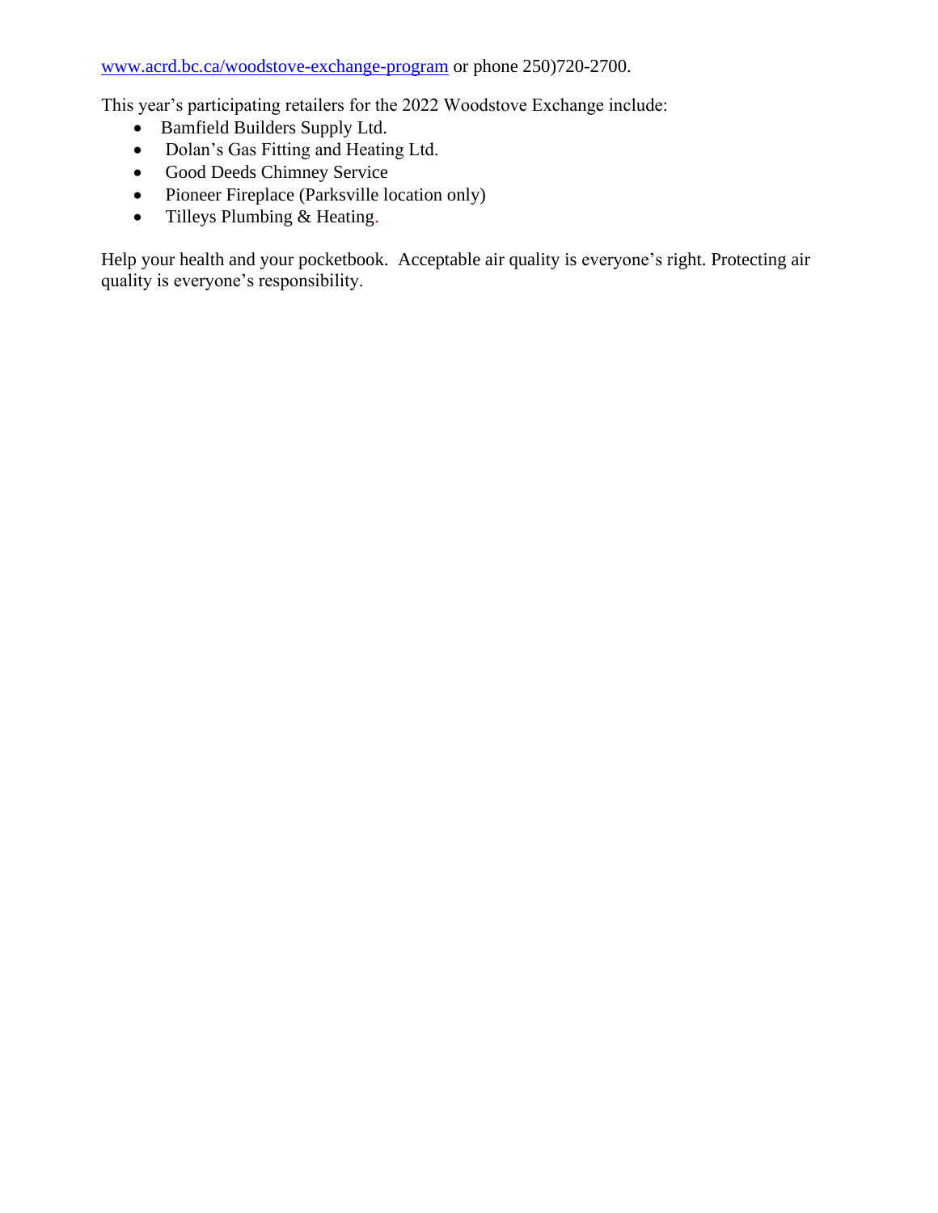www.acrd.bc.ca/woodstove-exchange-program or phone 250)720-2700.

This year's participating retailers for the 2022 Woodstove Exchange include:

- Bamfield Builders Supply Ltd.
- Dolan's Gas Fitting and Heating Ltd.
- Good Deeds Chimney Service
- Pioneer Fireplace (Parksville location only)
- Tilleys Plumbing & Heating.

Help your health and your pocketbook. Acceptable air quality is everyone's right. Protecting air quality is everyone's responsibility.